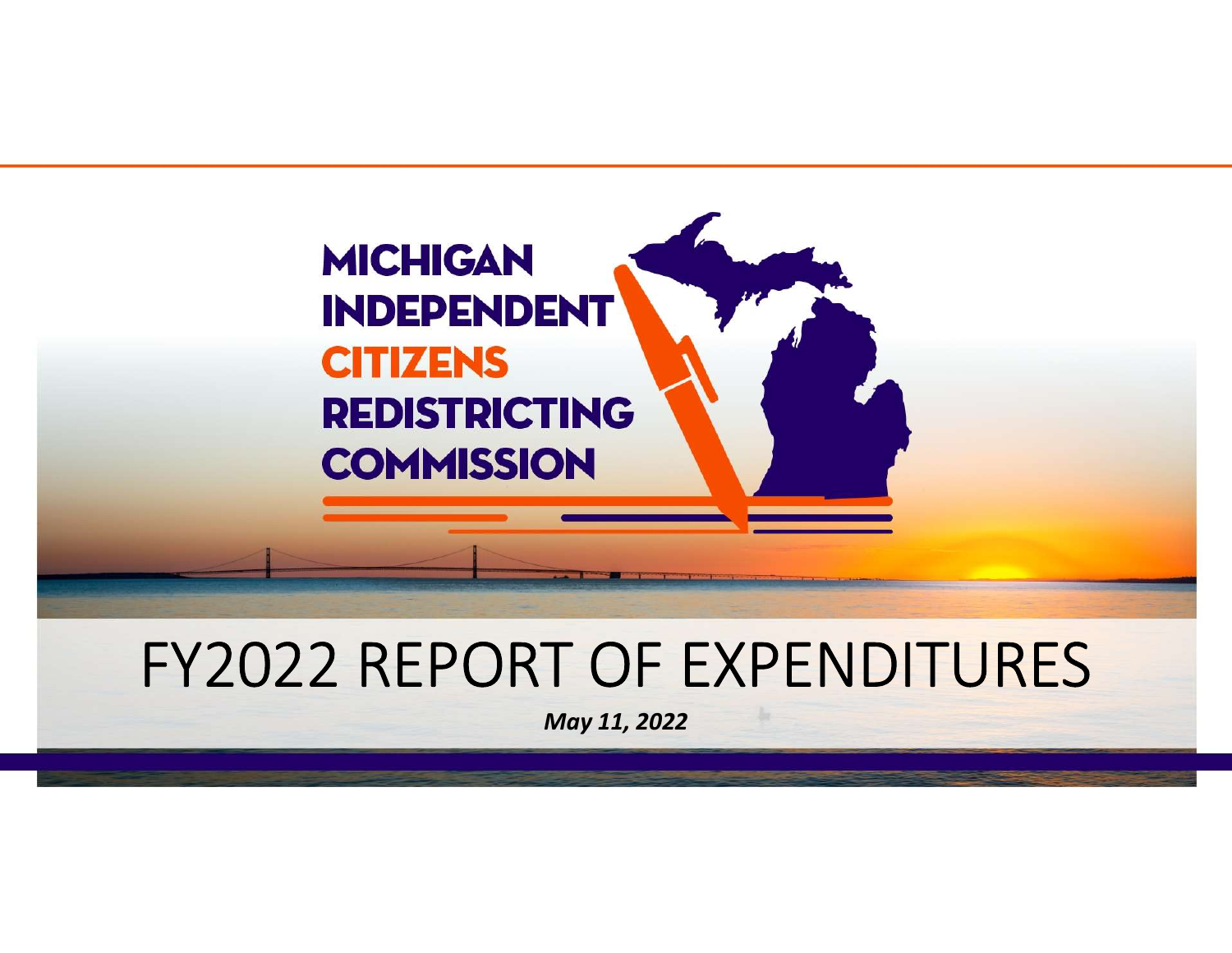MICHIGAN INDEPENDENT CITIZENS REDISTRICTING COMMISSION

# FY2022 REPORT OF EXPENDITURES

***May 11, 2022***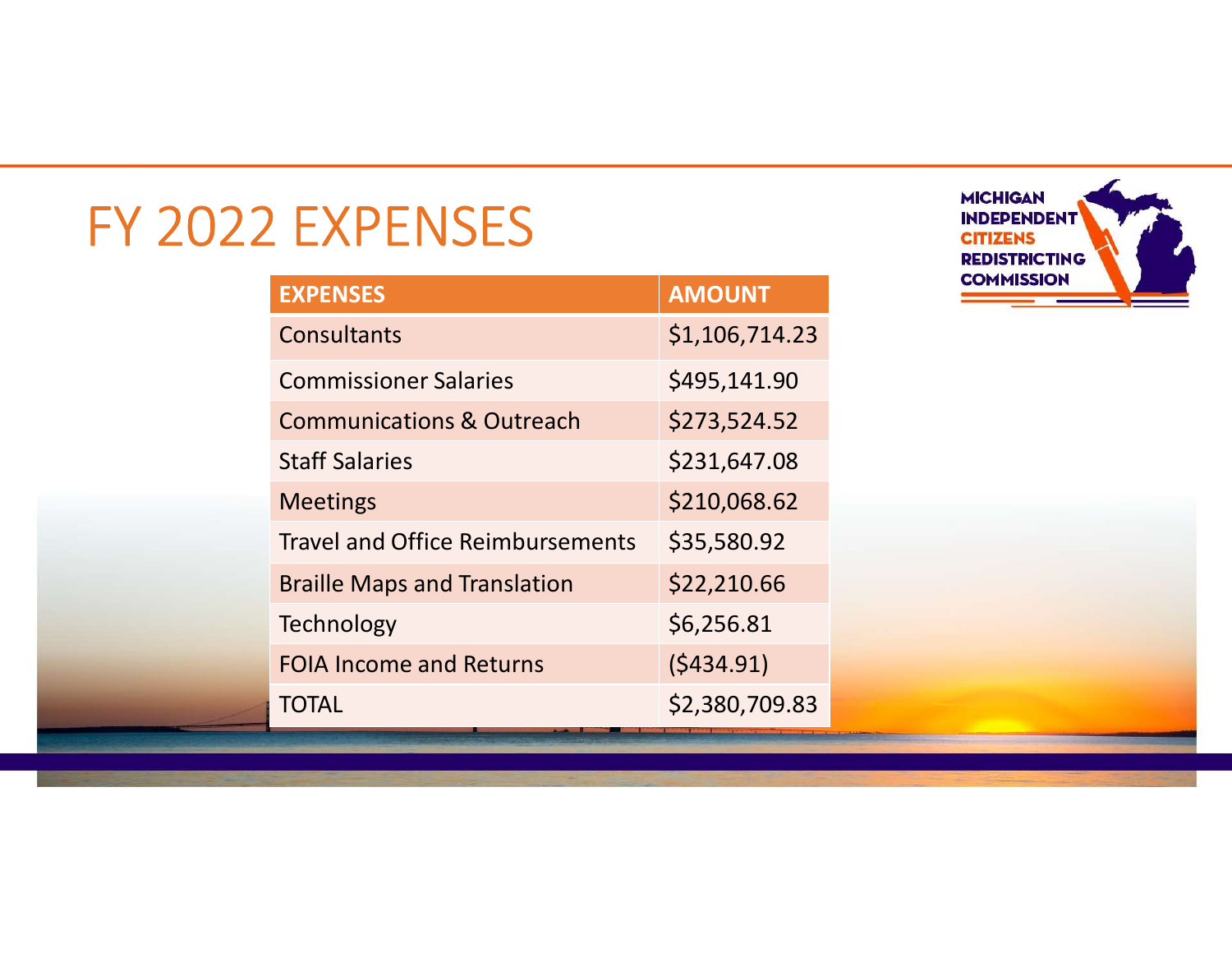# FY 2022 EXPENSES

| EXPENSES | AMOUNT |
|---|---|
| Consultants | $1,106,714.23 |
| Commissioner Salaries | $495,141.90 |
| Communications & Outreach | $273,524.52 |
| Staff Salaries | $231,647.08 |
| Meetings | $210,068.62 |
| Travel and Office Reimbursements | $35,580.92 |
| Braille Maps and Translation | $22,210.66 |
| Technology | $6,256.81 |
| FOIA Income and Returns | ($434.91) |
| TOTAL | $2,380,709.83 |

MICHIGAN INDEPENDENT CITIZENS REDISTRICTING COMMISSION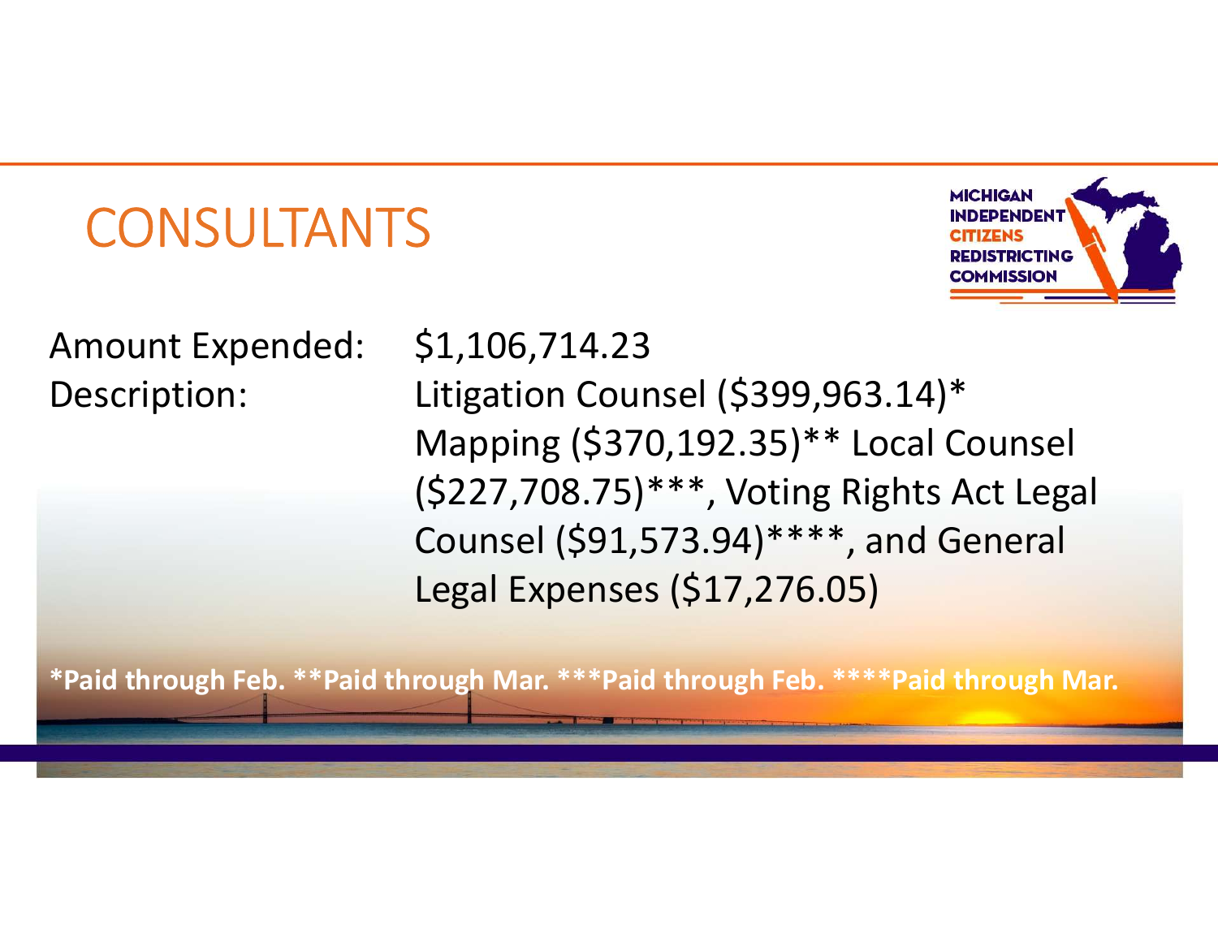# CONSULTANTS

MICHIGAN INDEPENDENT CITIZENS REDISTRICTING COMMISSION

Amount Expended: $1,106,714.23

Description: Litigation Counsel ($399,963.14)* Mapping ($370,192.35)** Local Counsel ($227,708.75)***, Voting Rights Act Legal Counsel ($91,573.94)****, and General Legal Expenses ($17,276.05)

**\*Paid through Feb. \*\*Paid through Mar. \*\*\*Paid through Feb. \*\*\*\*Paid through Mar.**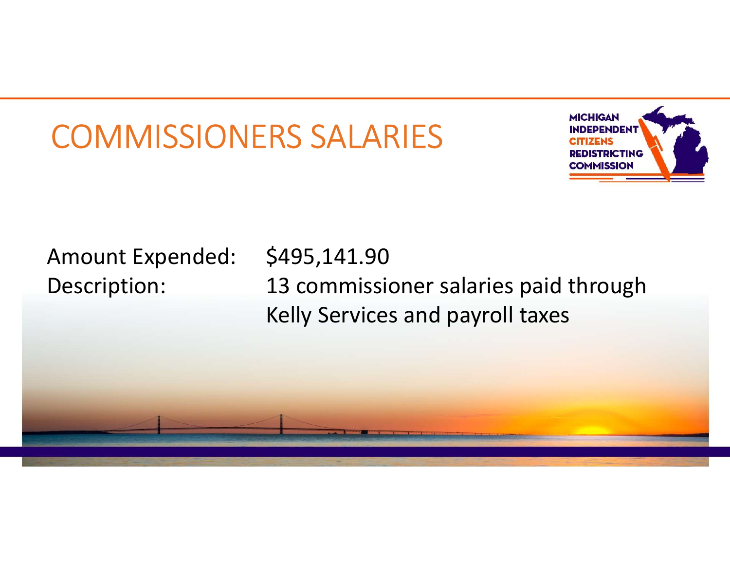# COMMISSIONERS SALARIES

| | |
|---|---|
| Amount Expended: | $495,141.90 |
| Description: | 13 commissioner salaries paid through Kelly Services and payroll taxes |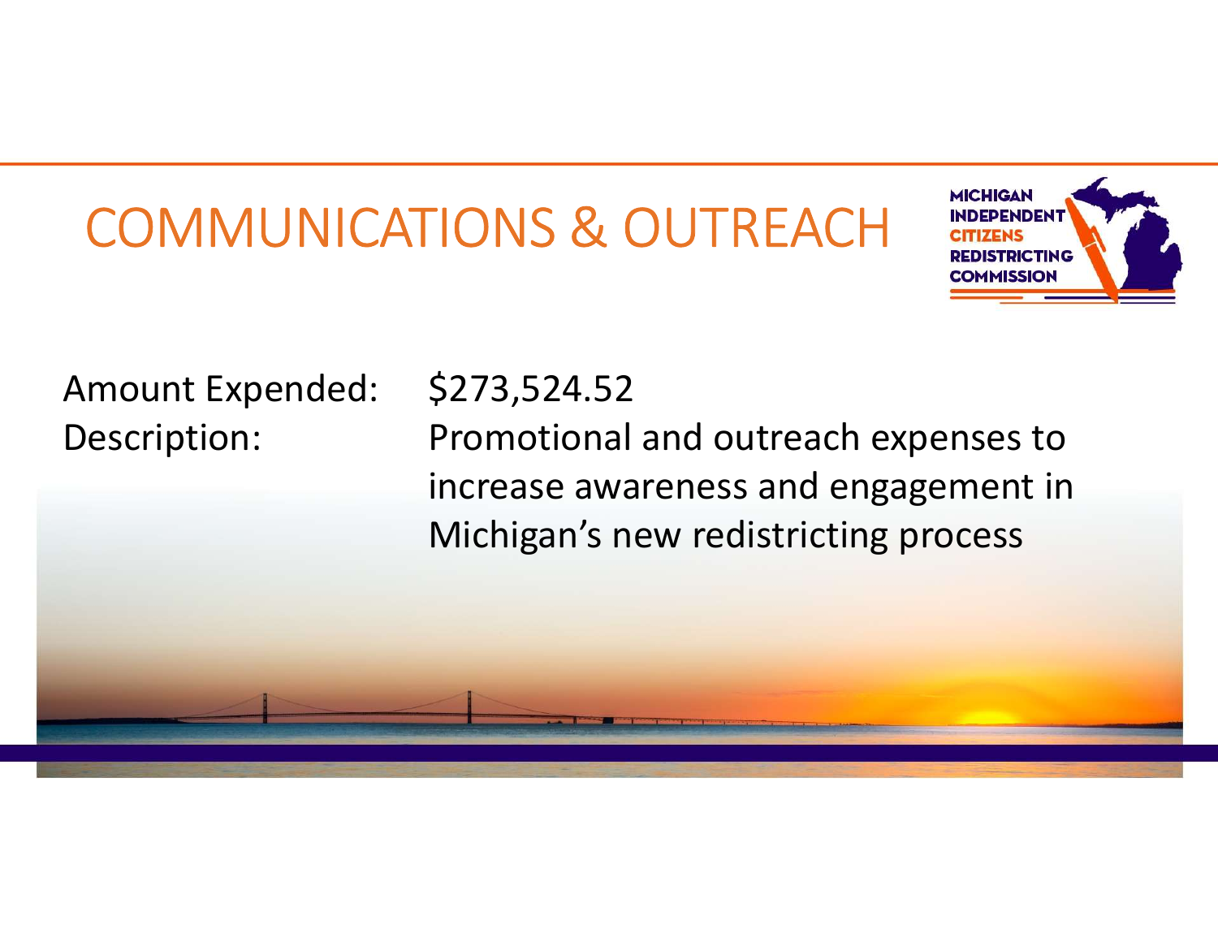# COMMUNICATIONS & OUTREACH

MICHIGAN INDEPENDENT CITIZENS REDISTRICTING COMMISSION

| | |
|---|---|
| Amount Expended: | $273,524.52 |
| Description: | Promotional and outreach expenses to increase awareness and engagement in Michigan's new redistricting process |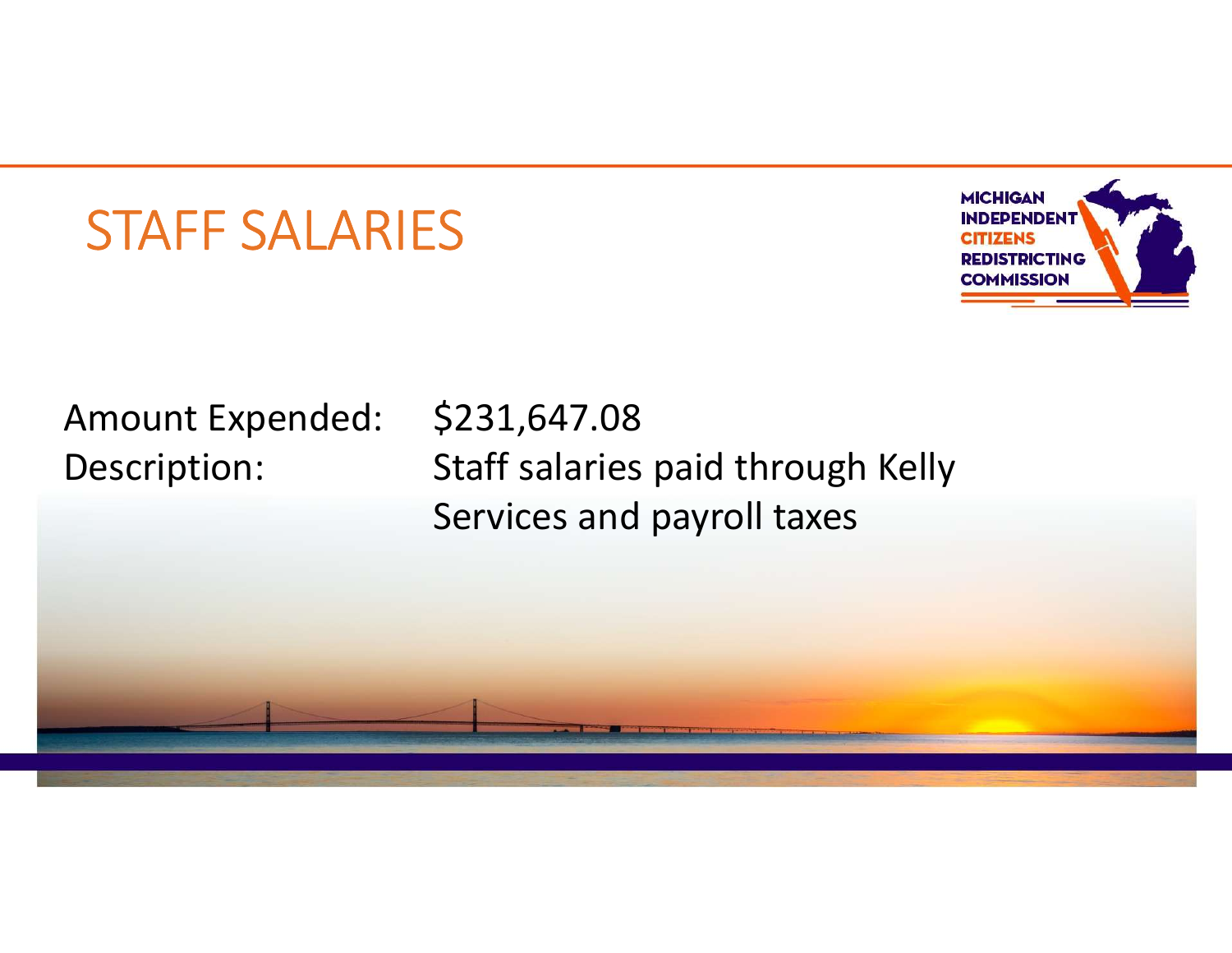# STAFF SALARIES

MICHIGAN INDEPENDENT CITIZENS REDISTRICTING COMMISSION

| | |
|---|---|
| Amount Expended: | $231,647.08 |
| Description: | Staff salaries paid through Kelly Services and payroll taxes |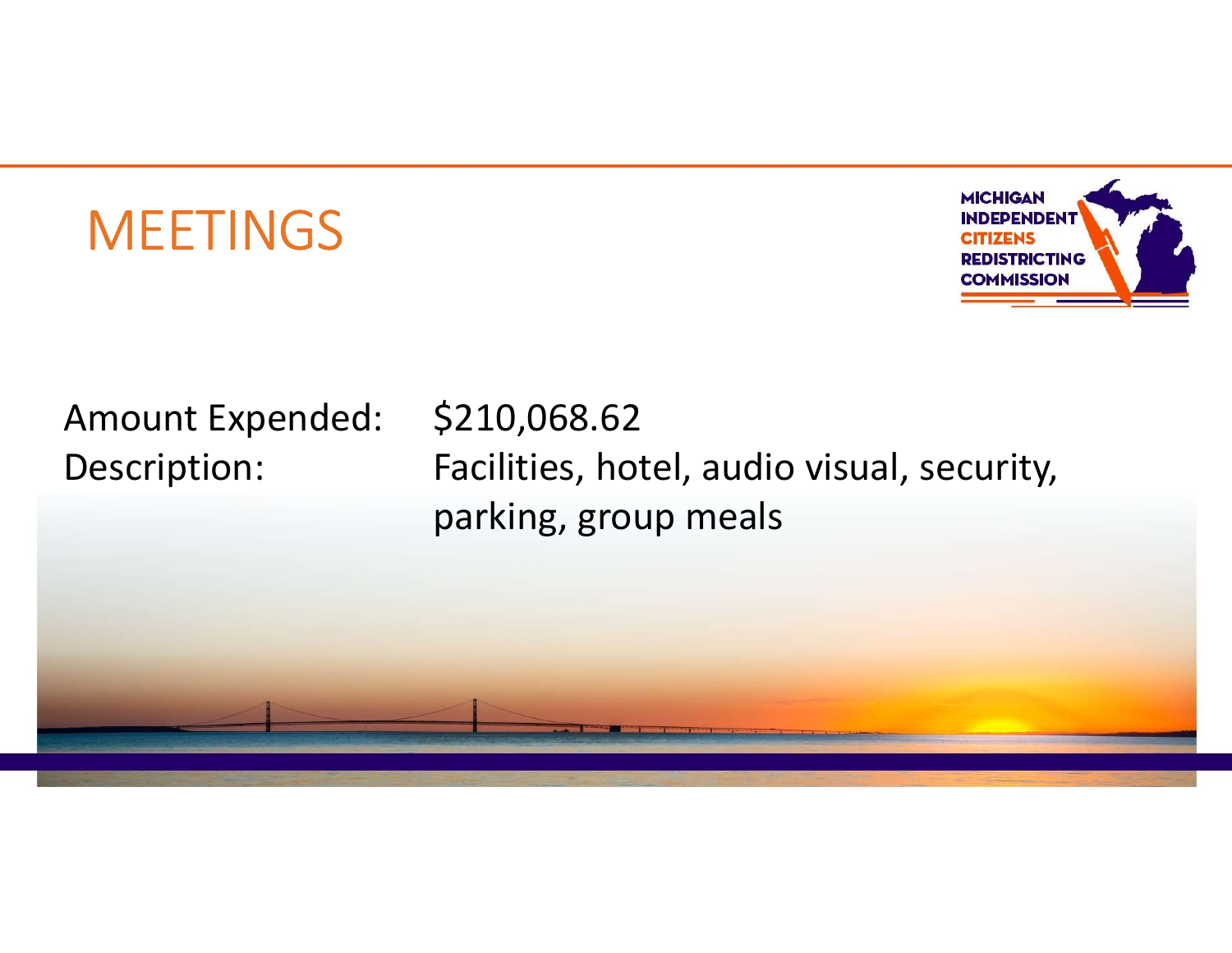# MEETINGS

Amount Expended: $210,068.62

Description: Facilities, hotel, audio visual, security, parking, group meals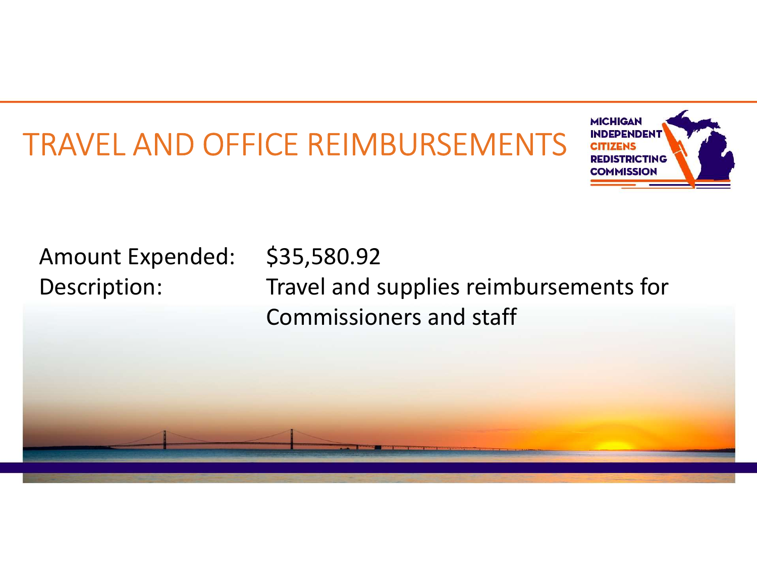# TRAVEL AND OFFICE REIMBURSEMENTS

Amount Expended: $35,580.92

Description: Travel and supplies reimbursements for Commissioners and staff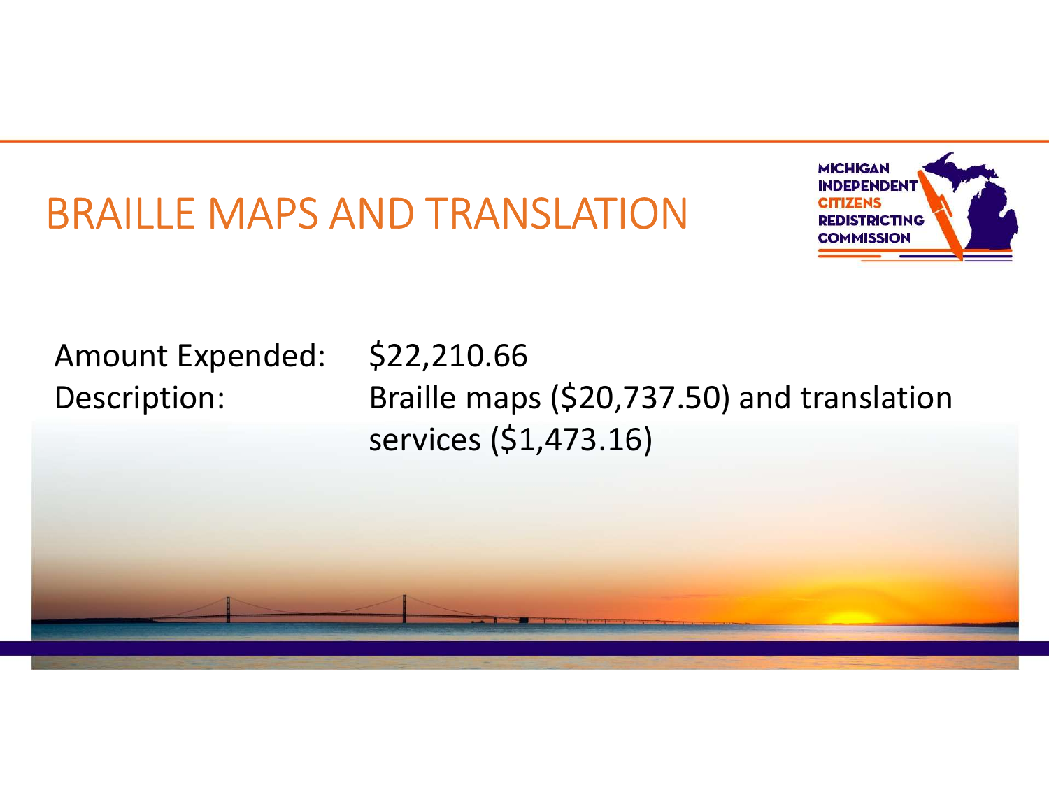# BRAILLE MAPS AND TRANSLATION

| | |
|---|---|
| Amount Expended: | $22,210.66 |
| Description: | Braille maps ($20,737.50) and translation services ($1,473.16) |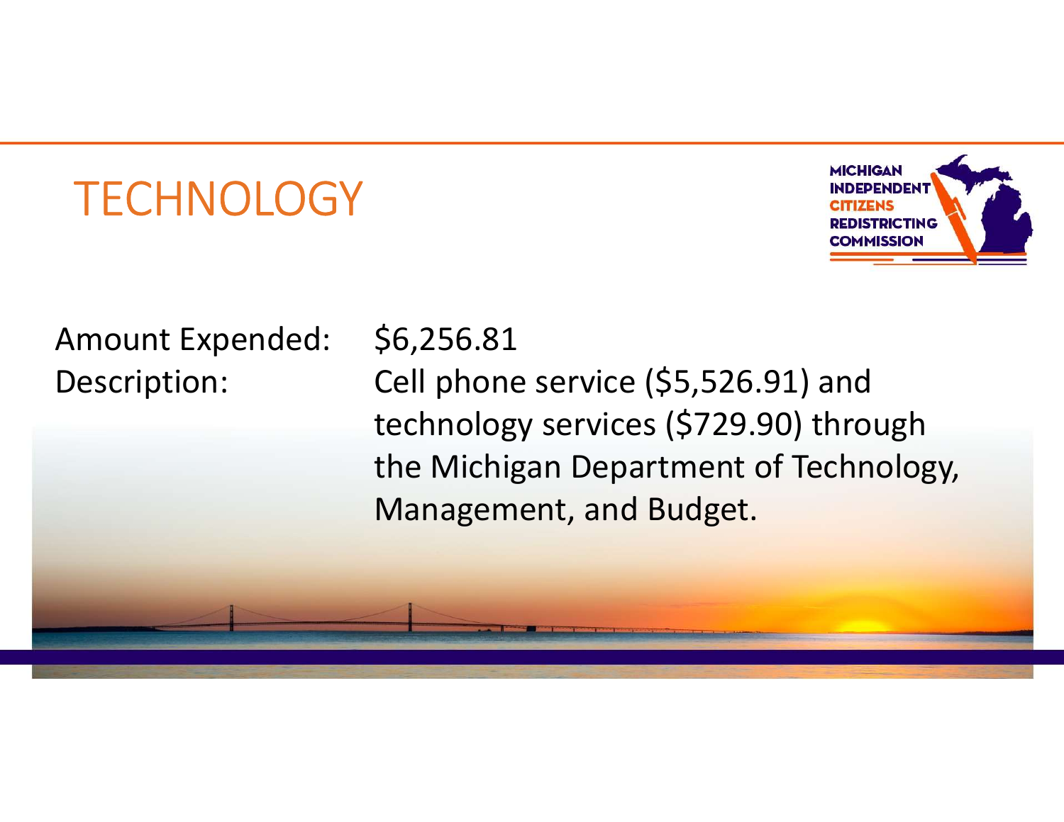# TECHNOLOGY

MICHIGAN INDEPENDENT CITIZENS REDISTRICTING COMMISSION

| | |
|---|---|
| Amount Expended: | $6,256.81 |
| Description: | Cell phone service ($5,526.91) and technology services ($729.90) through the Michigan Department of Technology, Management, and Budget. |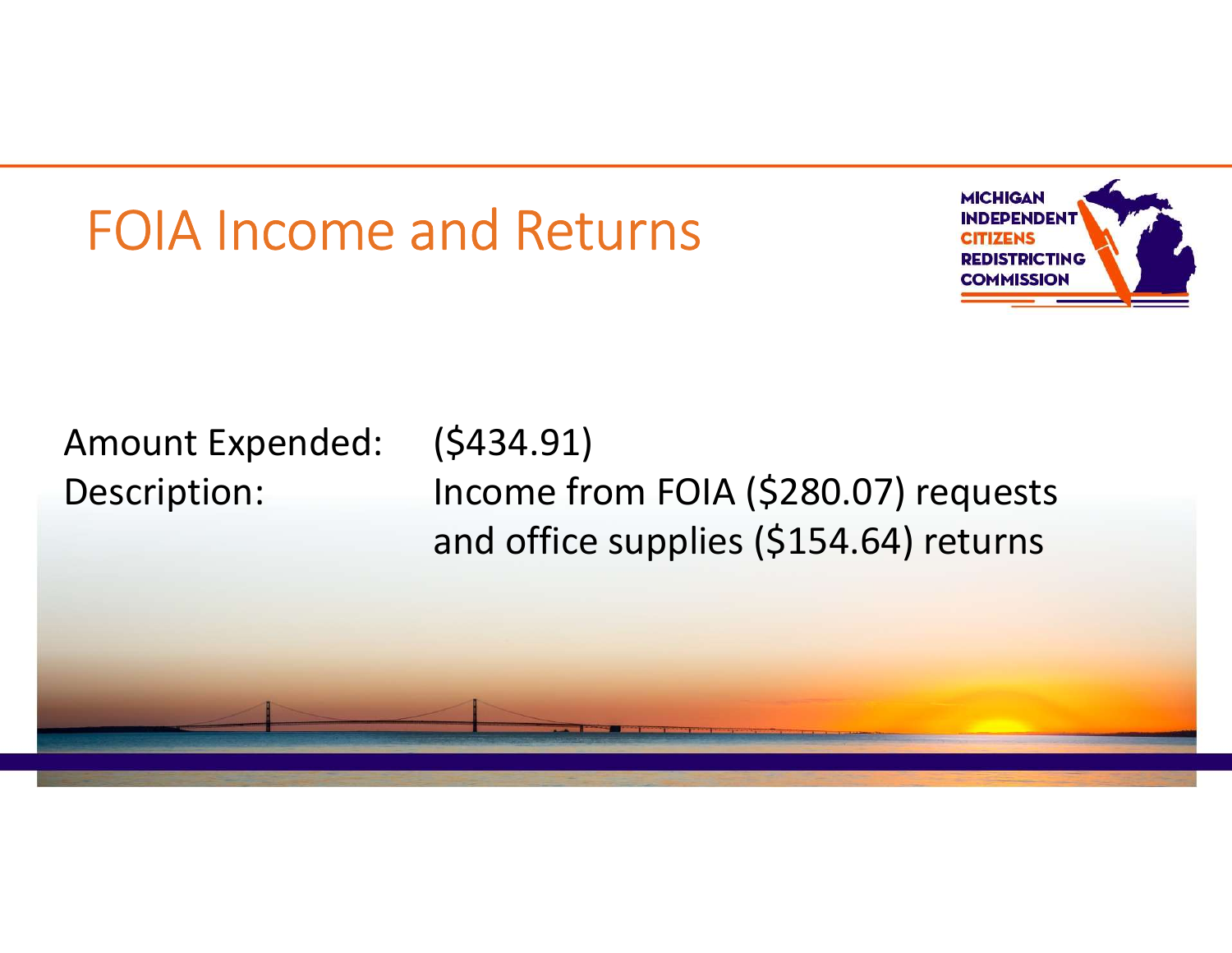# FOIA Income and Returns

MICHIGAN INDEPENDENT CITIZENS REDISTRICTING COMMISSION

| | |
|---|---|
| Amount Expended: | ($434.91) |
| Description: | Income from FOIA ($280.07) requests and office supplies ($154.64) returns |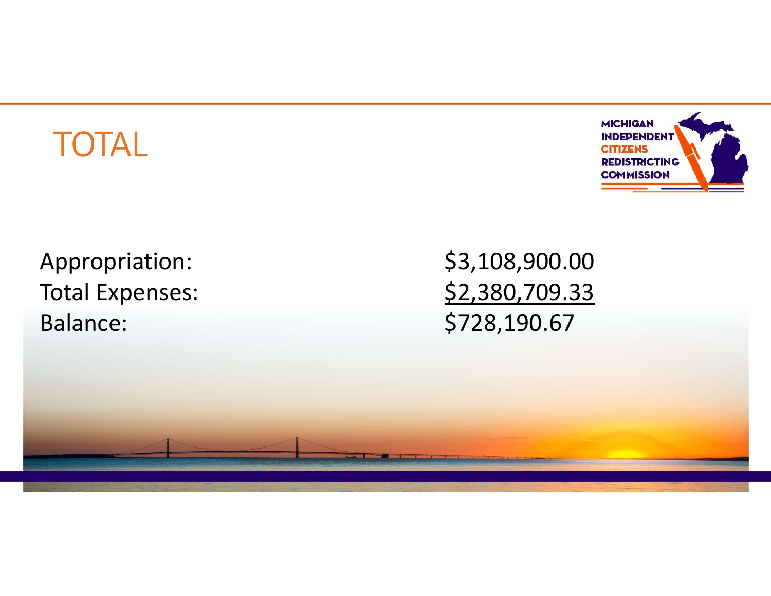# TOTAL

MICHIGAN INDEPENDENT CITIZENS REDISTRICTING COMMISSION

| | |
|---|---|
| Appropriation: | $3,108,900.00 |
| Total Expenses: | $2,380,709.33 |
| Balance: | $728,190.67 |